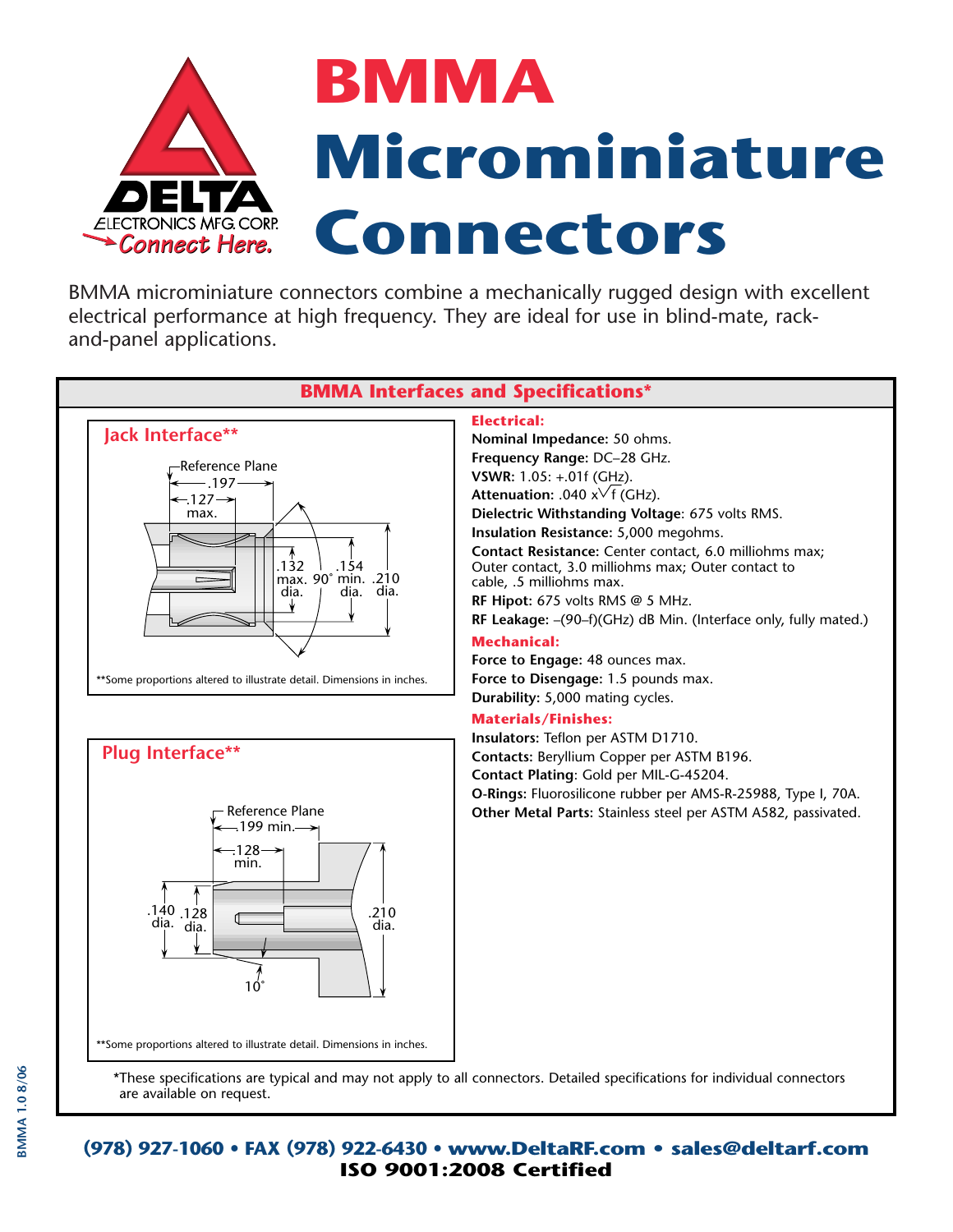# BMMA Microminiature Connectors

BMMA microminiature connectors combine a mechanically rugged design with excellent electrical performance at high frequency. They are ideal for use in blind-mate, rack-and-panel applications.

## BMMA Interfaces and Specifications*

### Jack Interface**

Reference Plane
.197
.127 max.
.132 max. dia.
90˚
.154 min. dia.
.210 dia.

**Some proportions altered to illustrate detail. Dimensions in inches.

### Plug Interface**

Reference Plane
.199 min.
.128 min.
.140 dia.
.128 dia.
.210 dia.
10˚

**Some proportions altered to illustrate detail. Dimensions in inches.

### Electrical:

**Nominal Impedance:** 50 ohms.
**Frequency Range:** DC–28 GHz.
**VSWR:** 1.05: +.01f (GHz).
**Attenuation:** .040 x$\sqrt{f}$ (GHz).
**Dielectric Withstanding Voltage**: 675 volts RMS.
**Insulation Resistance:** 5,000 megohms.
**Contact Resistance:** Center contact, 6.0 milliohms max; Outer contact, 3.0 milliohms max; Outer contact to cable, .5 milliohms max.
**RF Hipot:** 675 volts RMS @ 5 MHz.
**RF Leakage:** –(90–f)(GHz) dB Min. (Interface only, fully mated.)

### Mechanical:

**Force to Engage:** 48 ounces max.
**Force to Disengage:** 1.5 pounds max.
**Durability:** 5,000 mating cycles.

### Materials/Finishes:

**Insulators:** Teflon per ASTM D1710.
**Contacts:** Beryllium Copper per ASTM B196.
**Contact Plating**: Gold per MIL-G-45204.
**O-Rings:** Fluorosilicone rubber per AMS-R-25988, Type I, 70A.
**Other Metal Parts:** Stainless steel per ASTM A582, passivated.

*These specifications are typical and may not apply to all connectors. Detailed specifications for individual connectors are available on request.

**(978) 927-1060 • FAX (978) 922-6430 • www.DeltaRF.com • sales@deltarf.com**
**ISO 9001:2008 Certified**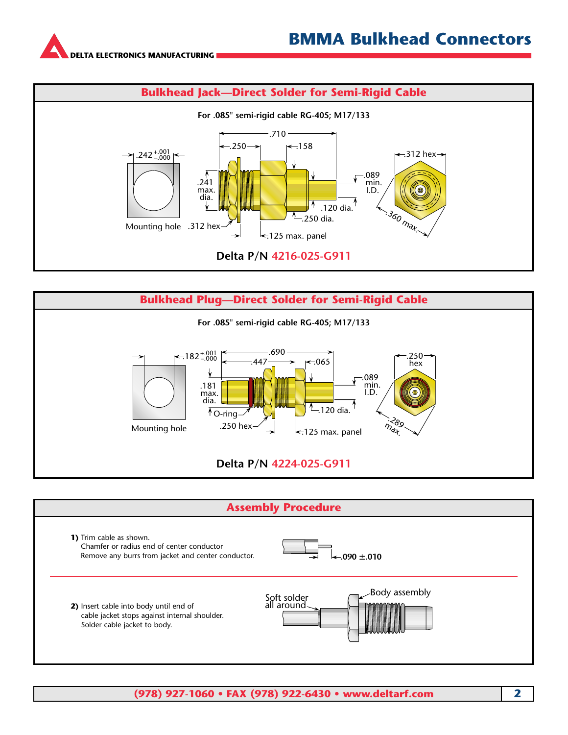# BMMA Bulkhead Connectors

DELTA ELECTRONICS MANUFACTURING

## Bulkhead Jack—Direct Solder for Semi-Rigid Cable

**For .085" semi-rigid cable RG-405; M17/133**

.242 $^{+.001}_{-.000}$

Mounting hole

.710

.250

.158

.241 max. dia.

.312 hex

.089 min. I.D.

.120 dia.

.250 dia.

.125 max. panel

.312 hex

.360 max.

**Delta P/N 4216-025-G911**

## Bulkhead Plug—Direct Solder for Semi-Rigid Cable

**For .085" semi-rigid cable RG-405; M17/133**

.182 $^{+.001}_{-.000}$

Mounting hole

.690

.447

.065

.181 max. dia.

O-ring

.250 hex

.089 min. I.D.

.120 dia.

.125 max. panel

.250 hex

.289 max.

**Delta P/N 4224-025-G911**

## Assembly Procedure

**1)** Trim cable as shown.
Chamfer or radius end of center conductor
Remove any burrs from jacket and center conductor.

**.090 ±.010**

**2)** Insert cable into body until end of cable jacket stops against internal shoulder.
Solder cable jacket to body.

Soft solder all around

Body assembly

**(978) 927-1060 • FAX (978) 922-6430 • www.deltarf.com**